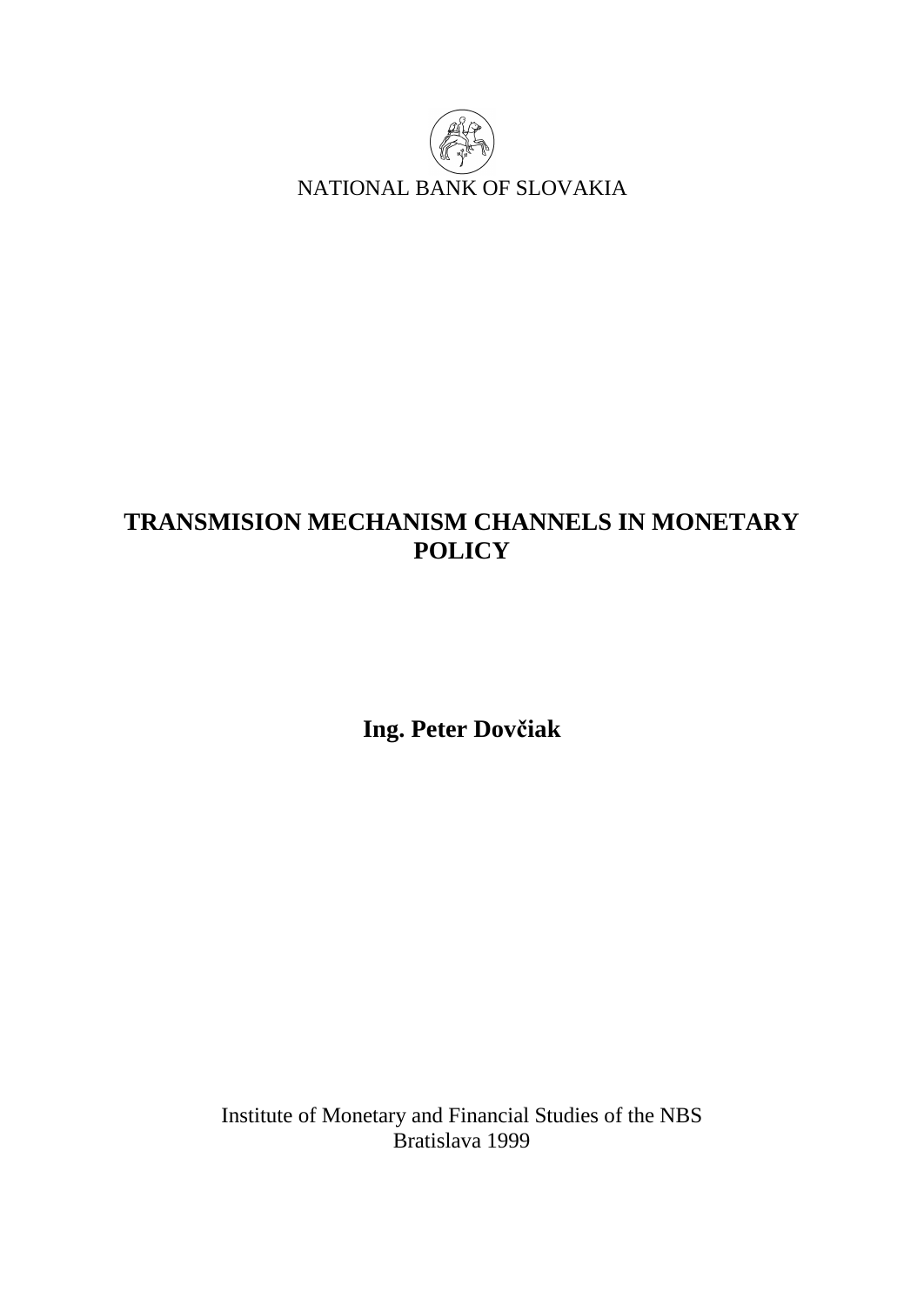NATIONAL BANK OF SLOVAKIA

# TRANSMISION MECHANISM CHANNELS IN MONETARY POLICY

**Ing. Peter Dovčiak**

Institute of Monetary and Financial Studies of the NBS
Bratislava 1999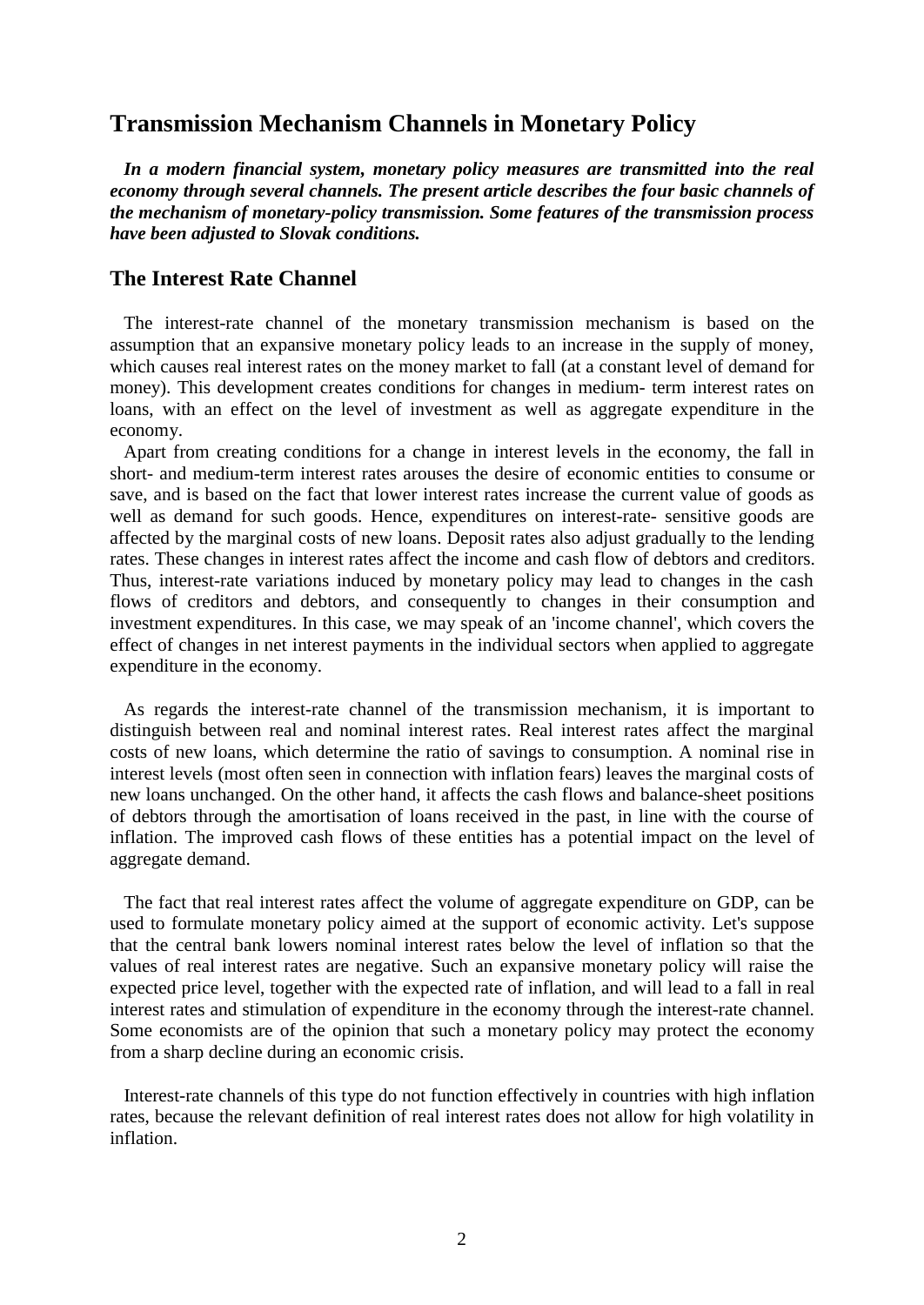## Transmission Mechanism Channels in Monetary Policy

***In a modern financial system, monetary policy measures are transmitted into the real economy through several channels. The present article describes the four basic channels of the mechanism of monetary-policy transmission. Some features of the transmission process have been adjusted to Slovak conditions.***

### The Interest Rate Channel

The interest-rate channel of the monetary transmission mechanism is based on the assumption that an expansive monetary policy leads to an increase in the supply of money, which causes real interest rates on the money market to fall (at a constant level of demand for money). This development creates conditions for changes in medium- term interest rates on loans, with an effect on the level of investment as well as aggregate expenditure in the economy.

Apart from creating conditions for a change in interest levels in the economy, the fall in short- and medium-term interest rates arouses the desire of economic entities to consume or save, and is based on the fact that lower interest rates increase the current value of goods as well as demand for such goods. Hence, expenditures on interest-rate- sensitive goods are affected by the marginal costs of new loans. Deposit rates also adjust gradually to the lending rates. These changes in interest rates affect the income and cash flow of debtors and creditors. Thus, interest-rate variations induced by monetary policy may lead to changes in the cash flows of creditors and debtors, and consequently to changes in their consumption and investment expenditures. In this case, we may speak of an 'income channel', which covers the effect of changes in net interest payments in the individual sectors when applied to aggregate expenditure in the economy.

As regards the interest-rate channel of the transmission mechanism, it is important to distinguish between real and nominal interest rates. Real interest rates affect the marginal costs of new loans, which determine the ratio of savings to consumption. A nominal rise in interest levels (most often seen in connection with inflation fears) leaves the marginal costs of new loans unchanged. On the other hand, it affects the cash flows and balance-sheet positions of debtors through the amortisation of loans received in the past, in line with the course of inflation. The improved cash flows of these entities has a potential impact on the level of aggregate demand.

The fact that real interest rates affect the volume of aggregate expenditure on GDP, can be used to formulate monetary policy aimed at the support of economic activity. Let's suppose that the central bank lowers nominal interest rates below the level of inflation so that the values of real interest rates are negative. Such an expansive monetary policy will raise the expected price level, together with the expected rate of inflation, and will lead to a fall in real interest rates and stimulation of expenditure in the economy through the interest-rate channel. Some economists are of the opinion that such a monetary policy may protect the economy from a sharp decline during an economic crisis.

Interest-rate channels of this type do not function effectively in countries with high inflation rates, because the relevant definition of real interest rates does not allow for high volatility in inflation.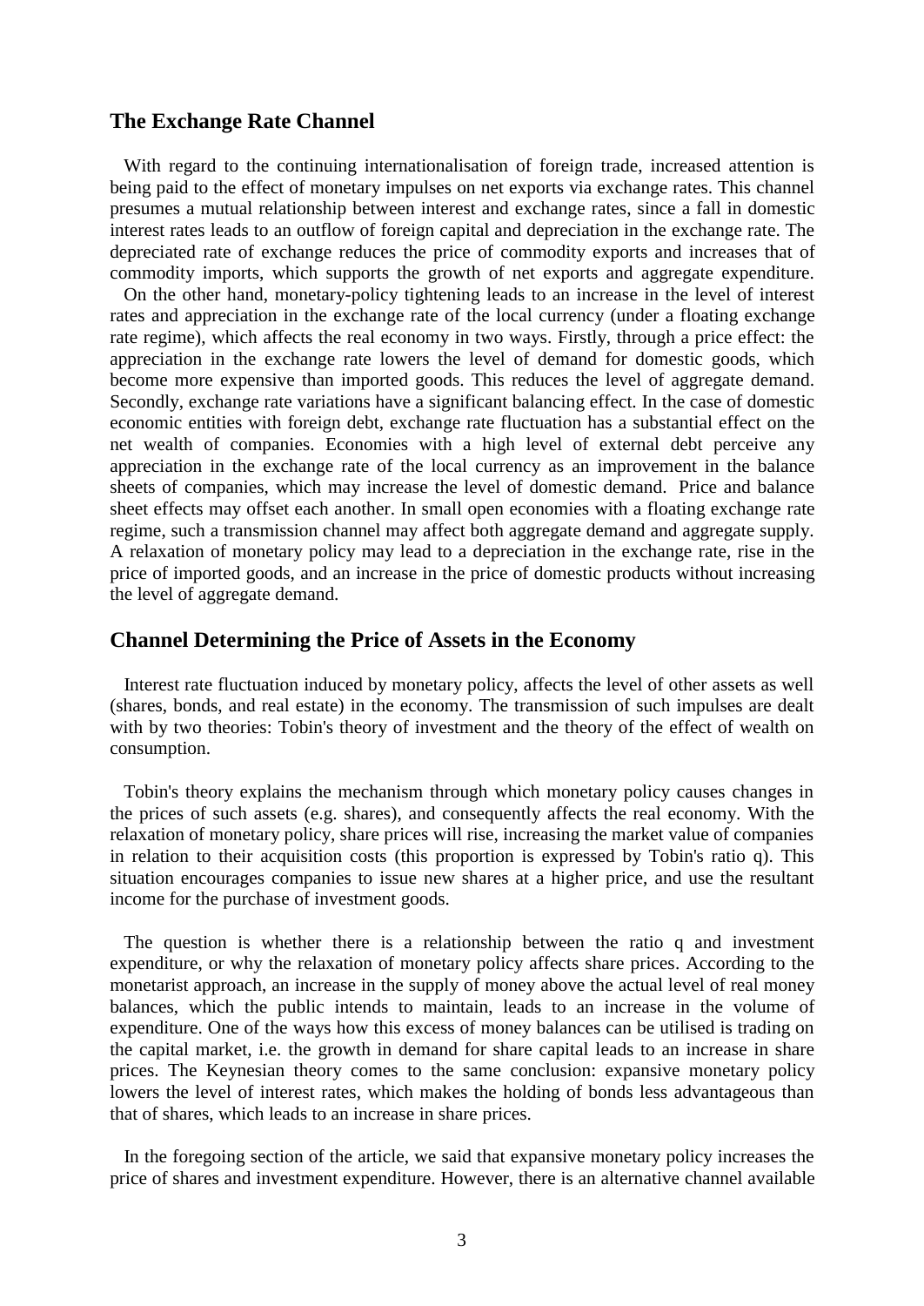## The Exchange Rate Channel

With regard to the continuing internationalisation of foreign trade, increased attention is being paid to the effect of monetary impulses on net exports via exchange rates. This channel presumes a mutual relationship between interest and exchange rates, since a fall in domestic interest rates leads to an outflow of foreign capital and depreciation in the exchange rate. The depreciated rate of exchange reduces the price of commodity exports and increases that of commodity imports, which supports the growth of net exports and aggregate expenditure.

On the other hand, monetary-policy tightening leads to an increase in the level of interest rates and appreciation in the exchange rate of the local currency (under a floating exchange rate regime), which affects the real economy in two ways. Firstly, through a price effect: the appreciation in the exchange rate lowers the level of demand for domestic goods, which become more expensive than imported goods. This reduces the level of aggregate demand. Secondly, exchange rate variations have a significant balancing effect. In the case of domestic economic entities with foreign debt, exchange rate fluctuation has a substantial effect on the net wealth of companies. Economies with a high level of external debt perceive any appreciation in the exchange rate of the local currency as an improvement in the balance sheets of companies, which may increase the level of domestic demand. Price and balance sheet effects may offset each another. In small open economies with a floating exchange rate regime, such a transmission channel may affect both aggregate demand and aggregate supply. A relaxation of monetary policy may lead to a depreciation in the exchange rate, rise in the price of imported goods, and an increase in the price of domestic products without increasing the level of aggregate demand.

## Channel Determining the Price of Assets in the Economy

Interest rate fluctuation induced by monetary policy, affects the level of other assets as well (shares, bonds, and real estate) in the economy. The transmission of such impulses are dealt with by two theories: Tobin's theory of investment and the theory of the effect of wealth on consumption.

Tobin's theory explains the mechanism through which monetary policy causes changes in the prices of such assets (e.g. shares), and consequently affects the real economy. With the relaxation of monetary policy, share prices will rise, increasing the market value of companies in relation to their acquisition costs (this proportion is expressed by Tobin's ratio q). This situation encourages companies to issue new shares at a higher price, and use the resultant income for the purchase of investment goods.

The question is whether there is a relationship between the ratio q and investment expenditure, or why the relaxation of monetary policy affects share prices. According to the monetarist approach, an increase in the supply of money above the actual level of real money balances, which the public intends to maintain, leads to an increase in the volume of expenditure. One of the ways how this excess of money balances can be utilised is trading on the capital market, i.e. the growth in demand for share capital leads to an increase in share prices. The Keynesian theory comes to the same conclusion: expansive monetary policy lowers the level of interest rates, which makes the holding of bonds less advantageous than that of shares, which leads to an increase in share prices.

In the foregoing section of the article, we said that expansive monetary policy increases the price of shares and investment expenditure. However, there is an alternative channel available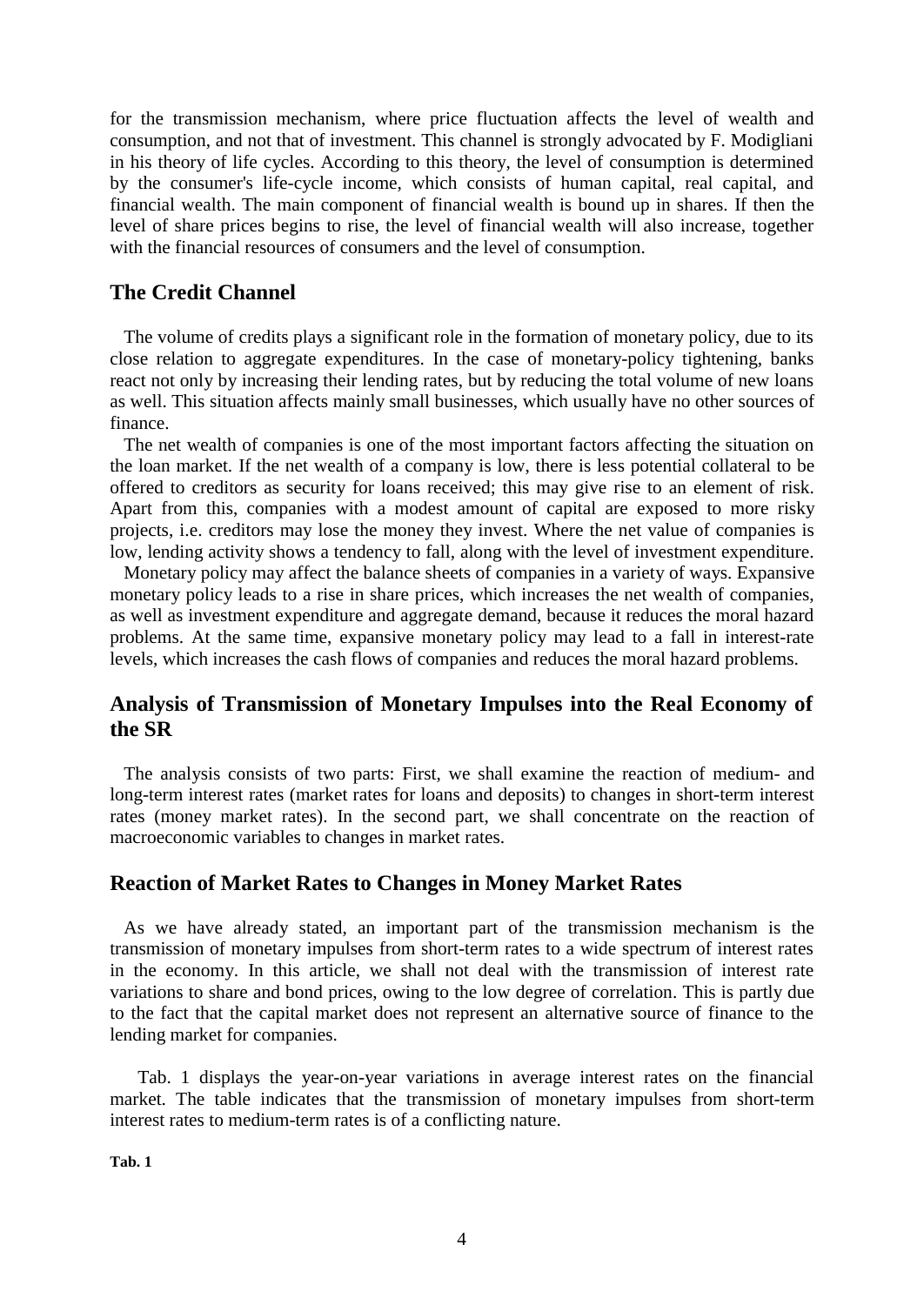for the transmission mechanism, where price fluctuation affects the level of wealth and consumption, and not that of investment. This channel is strongly advocated by F. Modigliani in his theory of life cycles. According to this theory, the level of consumption is determined by the consumer's life-cycle income, which consists of human capital, real capital, and financial wealth. The main component of financial wealth is bound up in shares. If then the level of share prices begins to rise, the level of financial wealth will also increase, together with the financial resources of consumers and the level of consumption.

## The Credit Channel

The volume of credits plays a significant role in the formation of monetary policy, due to its close relation to aggregate expenditures. In the case of monetary-policy tightening, banks react not only by increasing their lending rates, but by reducing the total volume of new loans as well. This situation affects mainly small businesses, which usually have no other sources of finance.

The net wealth of companies is one of the most important factors affecting the situation on the loan market. If the net wealth of a company is low, there is less potential collateral to be offered to creditors as security for loans received; this may give rise to an element of risk. Apart from this, companies with a modest amount of capital are exposed to more risky projects, i.e. creditors may lose the money they invest. Where the net value of companies is low, lending activity shows a tendency to fall, along with the level of investment expenditure.

Monetary policy may affect the balance sheets of companies in a variety of ways. Expansive monetary policy leads to a rise in share prices, which increases the net wealth of companies, as well as investment expenditure and aggregate demand, because it reduces the moral hazard problems. At the same time, expansive monetary policy may lead to a fall in interest-rate levels, which increases the cash flows of companies and reduces the moral hazard problems.

## Analysis of Transmission of Monetary Impulses into the Real Economy of the SR

The analysis consists of two parts: First, we shall examine the reaction of medium- and long-term interest rates (market rates for loans and deposits) to changes in short-term interest rates (money market rates). In the second part, we shall concentrate on the reaction of macroeconomic variables to changes in market rates.

## Reaction of Market Rates to Changes in Money Market Rates

As we have already stated, an important part of the transmission mechanism is the transmission of monetary impulses from short-term rates to a wide spectrum of interest rates in the economy. In this article, we shall not deal with the transmission of interest rate variations to share and bond prices, owing to the low degree of correlation. This is partly due to the fact that the capital market does not represent an alternative source of finance to the lending market for companies.

Tab. 1 displays the year-on-year variations in average interest rates on the financial market. The table indicates that the transmission of monetary impulses from short-term interest rates to medium-term rates is of a conflicting nature.

**Tab. 1**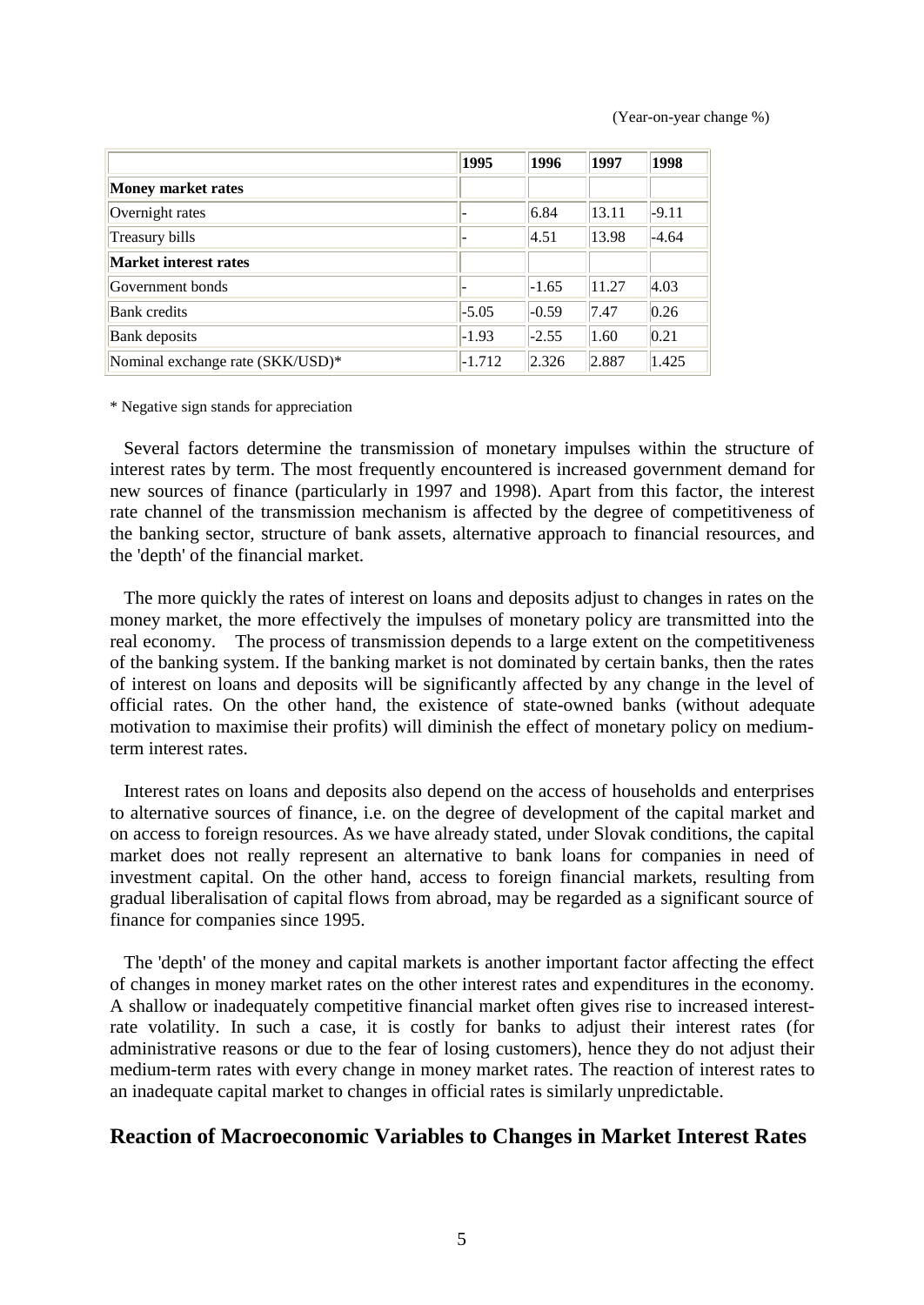(Year-on-year change %)

| | 1995 | 1996 | 1997 | 1998 |
|---|---|---|---|---|
| **Money market rates** | | | | |
| Overnight rates | - | 6.84 | 13.11 | -9.11 |
| Treasury bills | - | 4.51 | 13.98 | -4.64 |
| **Market interest rates** | | | | |
| Government bonds | - | -1.65 | 11.27 | 4.03 |
| Bank credits | -5.05 | -0.59 | 7.47 | 0.26 |
| Bank deposits | -1.93 | -2.55 | 1.60 | 0.21 |
| Nominal exchange rate (SKK/USD)* | -1.712 | 2.326 | 2.887 | 1.425 |

* Negative sign stands for appreciation

Several factors determine the transmission of monetary impulses within the structure of interest rates by term. The most frequently encountered is increased government demand for new sources of finance (particularly in 1997 and 1998). Apart from this factor, the interest rate channel of the transmission mechanism is affected by the degree of competitiveness of the banking sector, structure of bank assets, alternative approach to financial resources, and the 'depth' of the financial market.

The more quickly the rates of interest on loans and deposits adjust to changes in rates on the money market, the more effectively the impulses of monetary policy are transmitted into the real economy. The process of transmission depends to a large extent on the competitiveness of the banking system. If the banking market is not dominated by certain banks, then the rates of interest on loans and deposits will be significantly affected by any change in the level of official rates. On the other hand, the existence of state-owned banks (without adequate motivation to maximise their profits) will diminish the effect of monetary policy on medium-term interest rates.

Interest rates on loans and deposits also depend on the access of households and enterprises to alternative sources of finance, i.e. on the degree of development of the capital market and on access to foreign resources. As we have already stated, under Slovak conditions, the capital market does not really represent an alternative to bank loans for companies in need of investment capital. On the other hand, access to foreign financial markets, resulting from gradual liberalisation of capital flows from abroad, may be regarded as a significant source of finance for companies since 1995.

The 'depth' of the money and capital markets is another important factor affecting the effect of changes in money market rates on the other interest rates and expenditures in the economy. A shallow or inadequately competitive financial market often gives rise to increased interest-rate volatility. In such a case, it is costly for banks to adjust their interest rates (for administrative reasons or due to the fear of losing customers), hence they do not adjust their medium-term rates with every change in money market rates. The reaction of interest rates to an inadequate capital market to changes in official rates is similarly unpredictable.

## Reaction of Macroeconomic Variables to Changes in Market Interest Rates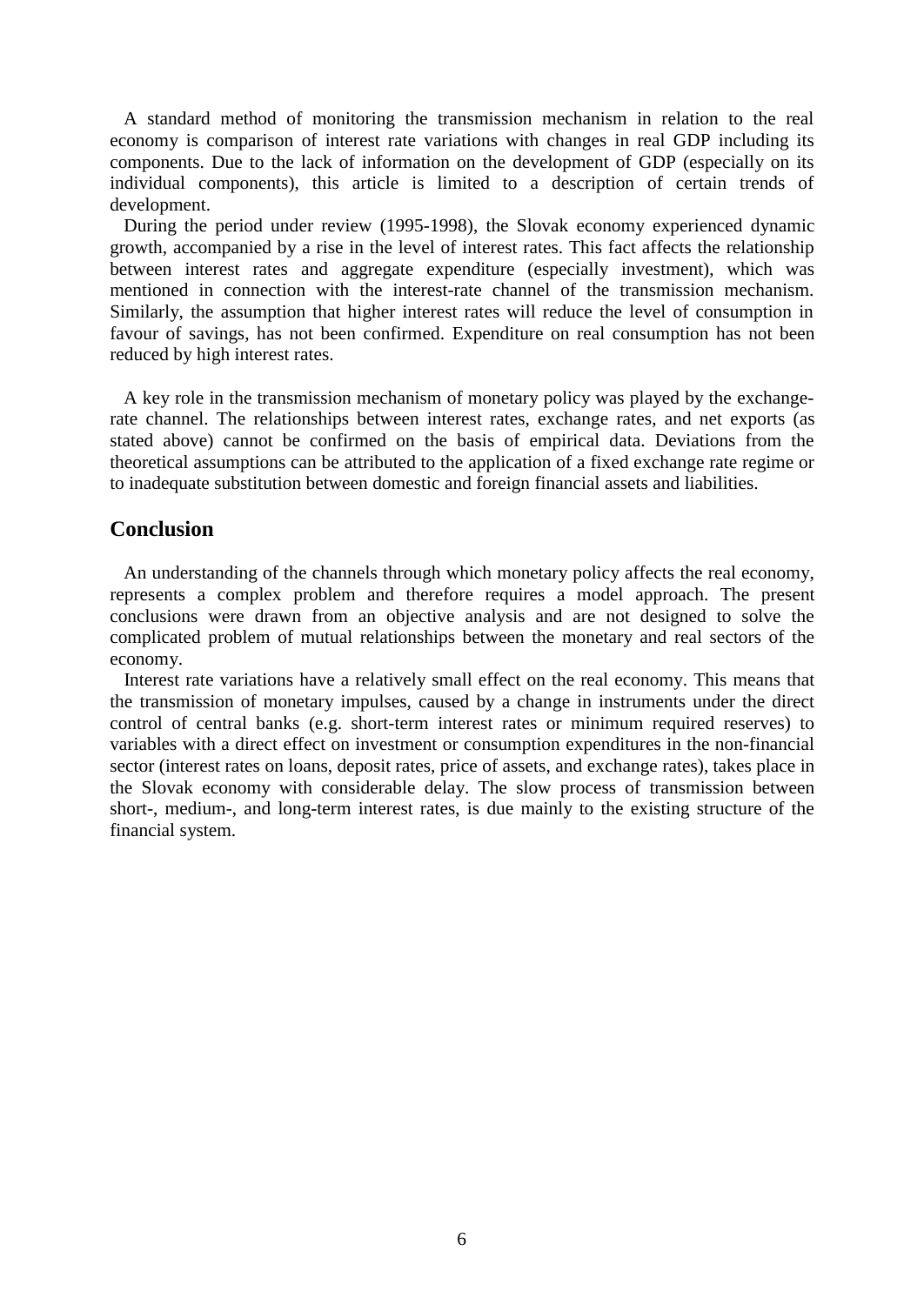A standard method of monitoring the transmission mechanism in relation to the real economy is comparison of interest rate variations with changes in real GDP including its components. Due to the lack of information on the development of GDP (especially on its individual components), this article is limited to a description of certain trends of development.

During the period under review (1995-1998), the Slovak economy experienced dynamic growth, accompanied by a rise in the level of interest rates. This fact affects the relationship between interest rates and aggregate expenditure (especially investment), which was mentioned in connection with the interest-rate channel of the transmission mechanism. Similarly, the assumption that higher interest rates will reduce the level of consumption in favour of savings, has not been confirmed. Expenditure on real consumption has not been reduced by high interest rates.

A key role in the transmission mechanism of monetary policy was played by the exchange-rate channel. The relationships between interest rates, exchange rates, and net exports (as stated above) cannot be confirmed on the basis of empirical data. Deviations from the theoretical assumptions can be attributed to the application of a fixed exchange rate regime or to inadequate substitution between domestic and foreign financial assets and liabilities.

## Conclusion

An understanding of the channels through which monetary policy affects the real economy, represents a complex problem and therefore requires a model approach. The present conclusions were drawn from an objective analysis and are not designed to solve the complicated problem of mutual relationships between the monetary and real sectors of the economy.

Interest rate variations have a relatively small effect on the real economy. This means that the transmission of monetary impulses, caused by a change in instruments under the direct control of central banks (e.g. short-term interest rates or minimum required reserves) to variables with a direct effect on investment or consumption expenditures in the non-financial sector (interest rates on loans, deposit rates, price of assets, and exchange rates), takes place in the Slovak economy with considerable delay. The slow process of transmission between short-, medium-, and long-term interest rates, is due mainly to the existing structure of the financial system.